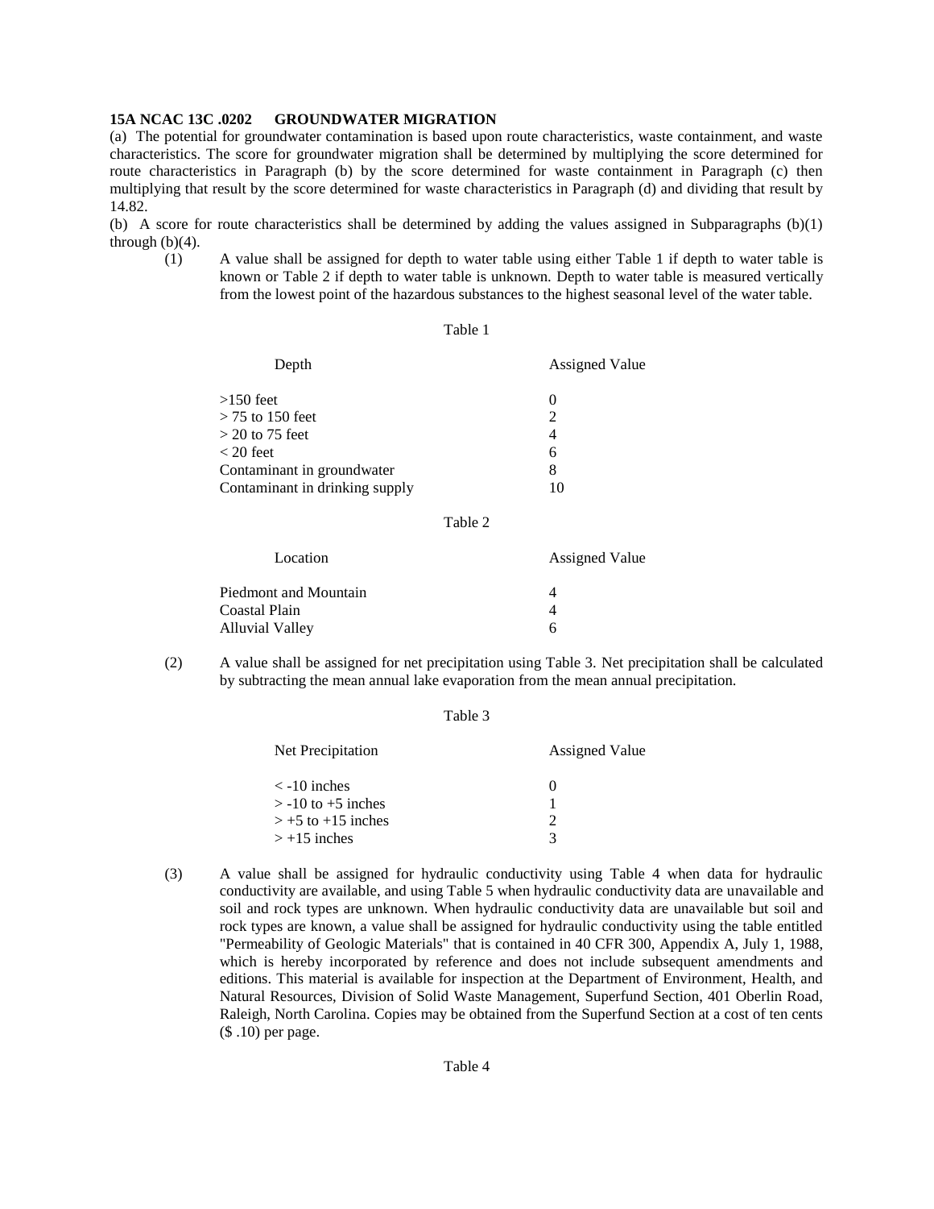**15A NCAC 13C .0202 GROUNDWATER MIGRATION**

(a) The potential for groundwater contamination is based upon route characteristics, waste containment, and waste characteristics. The score for groundwater migration shall be determined by multiplying the score determined for route characteristics in Paragraph (b) by the score determined for waste containment in Paragraph (c) then multiplying that result by the score determined for waste characteristics in Paragraph (d) and dividing that result by 14.82.

(b) A score for route characteristics shall be determined by adding the values assigned in Subparagraphs (b)(1) through (b)(4).

(1) A value shall be assigned for depth to water table using either Table 1 if depth to water table is known or Table 2 if depth to water table is unknown. Depth to water table is measured vertically from the lowest point of the hazardous substances to the highest seasonal level of the water table.

Table 1

| Depth | Assigned Value |
|---|---|
| >150 feet | 0 |
| > 75 to 150 feet | 2 |
| > 20 to 75 feet | 4 |
| < 20 feet | 6 |
| Contaminant in groundwater | 8 |
| Contaminant in drinking supply | 10 |

Table 2

| Location | Assigned Value |
|---|---|
| Piedmont and Mountain | 4 |
| Coastal Plain | 4 |
| Alluvial Valley | 6 |

(2) A value shall be assigned for net precipitation using Table 3. Net precipitation shall be calculated by subtracting the mean annual lake evaporation from the mean annual precipitation.

Table 3

| Net Precipitation | Assigned Value |
|---|---|
| < -10 inches | 0 |
| > -10 to +5 inches | 1 |
| > +5 to +15 inches | 2 |
| > +15 inches | 3 |

(3) A value shall be assigned for hydraulic conductivity using Table 4 when data for hydraulic conductivity are available, and using Table 5 when hydraulic conductivity data are unavailable and soil and rock types are unknown. When hydraulic conductivity data are unavailable but soil and rock types are known, a value shall be assigned for hydraulic conductivity using the table entitled "Permeability of Geologic Materials" that is contained in 40 CFR 300, Appendix A, July 1, 1988, which is hereby incorporated by reference and does not include subsequent amendments and editions. This material is available for inspection at the Department of Environment, Health, and Natural Resources, Division of Solid Waste Management, Superfund Section, 401 Oberlin Road, Raleigh, North Carolina. Copies may be obtained from the Superfund Section at a cost of ten cents ($ .10) per page.

Table 4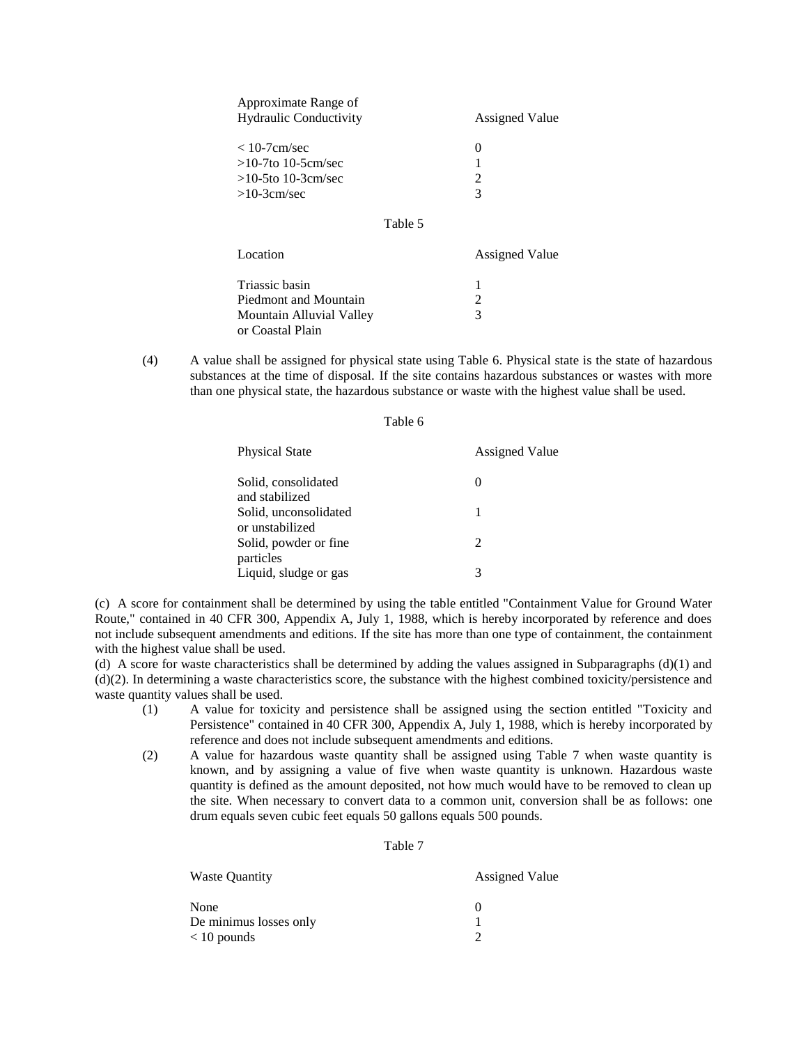| Approximate Range of Hydraulic Conductivity | Assigned Value |
|---|---|
| $< 10^{-7}$cm/sec | 0 |
| $>10^{-7}$to $10^{-5}$cm/sec | 1 |
| $>10^{-5}$to $10^{-3}$cm/sec | 2 |
| $>10^{-3}$cm/sec | 3 |

Table 5

| Location | Assigned Value |
|---|---|
| Triassic basin | 1 |
| Piedmont and Mountain | 2 |
| Mountain Alluvial Valley or Coastal Plain | 3 |

(4) A value shall be assigned for physical state using Table 6. Physical state is the state of hazardous substances at the time of disposal. If the site contains hazardous substances or wastes with more than one physical state, the hazardous substance or waste with the highest value shall be used.

Table 6

| Physical State | Assigned Value |
|---|---|
| Solid, consolidated and stabilized | 0 |
| Solid, unconsolidated or unstabilized | 1 |
| Solid, powder or fine particles | 2 |
| Liquid, sludge or gas | 3 |

(c) A score for containment shall be determined by using the table entitled "Containment Value for Ground Water Route," contained in 40 CFR 300, Appendix A, July 1, 1988, which is hereby incorporated by reference and does not include subsequent amendments and editions. If the site has more than one type of containment, the containment with the highest value shall be used.

(d) A score for waste characteristics shall be determined by adding the values assigned in Subparagraphs (d)(1) and (d)(2). In determining a waste characteristics score, the substance with the highest combined toxicity/persistence and waste quantity values shall be used.

(1) A value for toxicity and persistence shall be assigned using the section entitled "Toxicity and Persistence" contained in 40 CFR 300, Appendix A, July 1, 1988, which is hereby incorporated by reference and does not include subsequent amendments and editions.

(2) A value for hazardous waste quantity shall be assigned using Table 7 when waste quantity is known, and by assigning a value of five when waste quantity is unknown. Hazardous waste quantity is defined as the amount deposited, not how much would have to be removed to clean up the site. When necessary to convert data to a common unit, conversion shall be as follows: one drum equals seven cubic feet equals 50 gallons equals 500 pounds.

Table 7

| Waste Quantity | Assigned Value |
|---|---|
| None | 0 |
| De minimus losses only | 1 |
| < 10 pounds | 2 |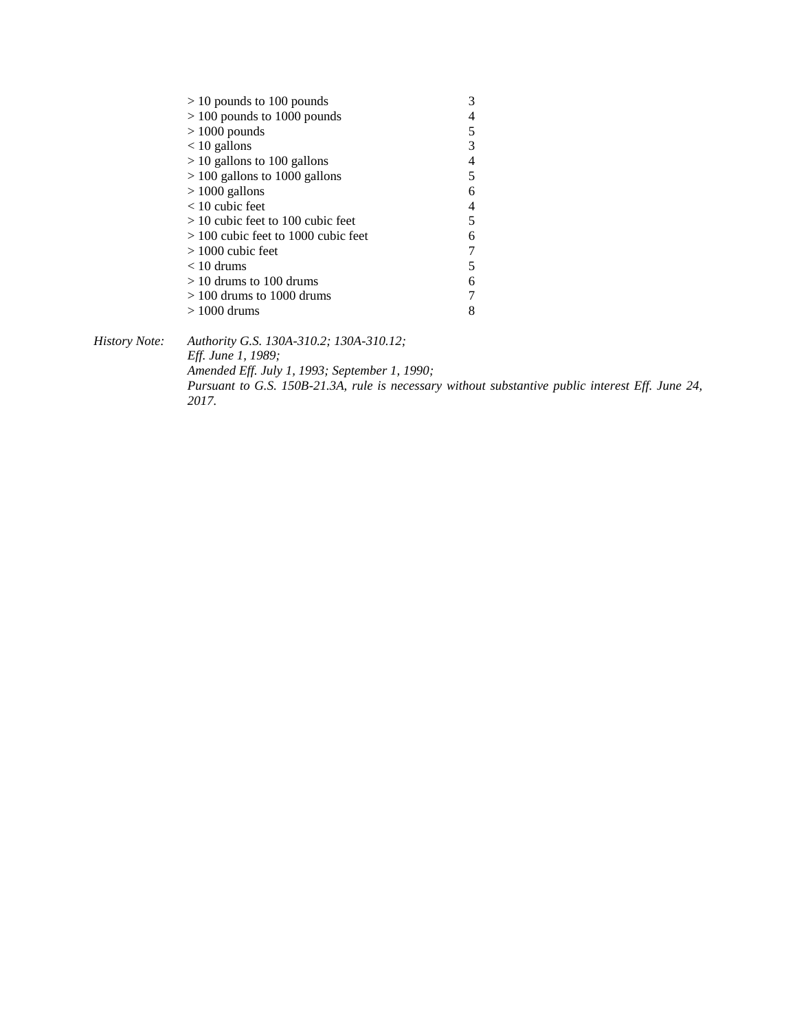| | |
|---|---|
| > 10 pounds to 100 pounds | 3 |
| > 100 pounds to 1000 pounds | 4 |
| > 1000 pounds | 5 |
| < 10 gallons | 3 |
| > 10 gallons to 100 gallons | 4 |
| > 100 gallons to 1000 gallons | 5 |
| > 1000 gallons | 6 |
| < 10 cubic feet | 4 |
| > 10 cubic feet to 100 cubic feet | 5 |
| > 100 cubic feet to 1000 cubic feet | 6 |
| > 1000 cubic feet | 7 |
| < 10 drums | 5 |
| > 10 drums to 100 drums | 6 |
| > 100 drums to 1000 drums | 7 |
| > 1000 drums | 8 |

*History Note:* *Authority G.S. 130A-310.2; 130A-310.12;*
*Eff. June 1, 1989;*
*Amended Eff. July 1, 1993; September 1, 1990;*
*Pursuant to G.S. 150B-21.3A, rule is necessary without substantive public interest Eff. June 24, 2017.*